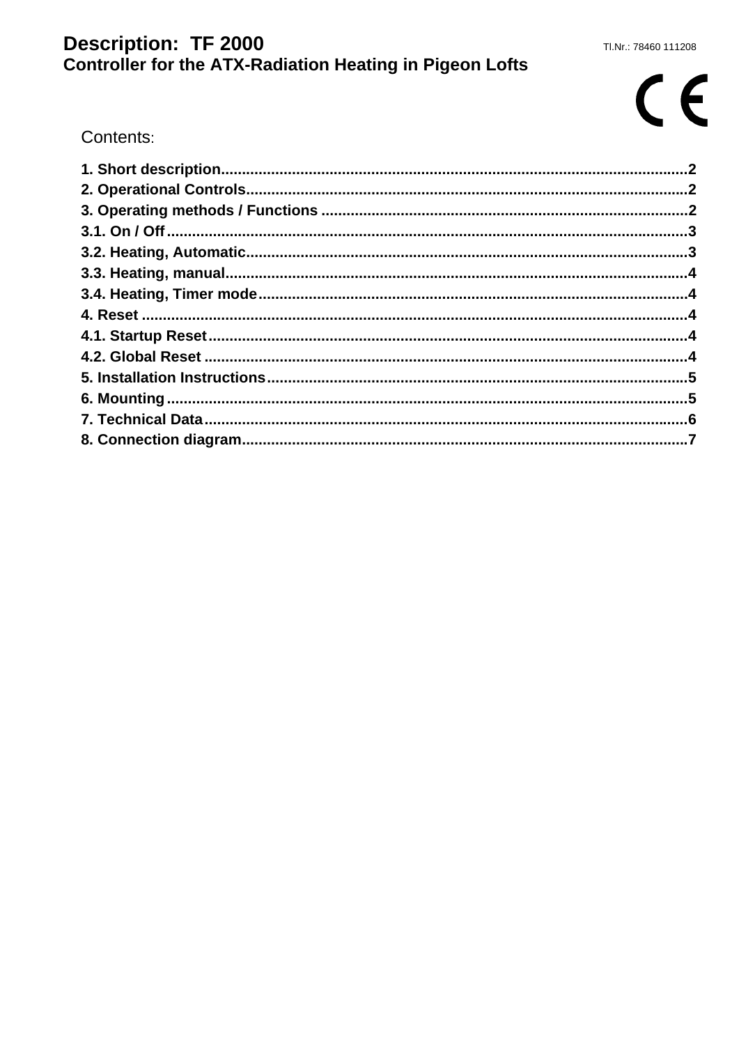# Description: TF 2000

Tl.Nr.: 78460 111208

## Controller for the ATX-Radiation Heating in Pigeon Lofts

CE

Contents:

**1. Short description**..............................................................................................................2
**2. Operational Controls**........................................................................................................2
**3. Operating methods / Functions** .......................................................................................2
**3.1. On / Off**...........................................................................................................................3
**3.2. Heating, Automatic**........................................................................................................3
**3.3. Heating, manual**.............................................................................................................4
**3.4. Heating, Timer mode**.....................................................................................................4
**4. Reset** ..................................................................................................................................4
**4.1. Startup Reset**..................................................................................................................4
**4.2. Global Reset** ...................................................................................................................4
**5. Installation Instructions**...................................................................................................5
**6. Mounting**...........................................................................................................................5
**7. Technical Data**..................................................................................................................6
**8. Connection diagram**.........................................................................................................7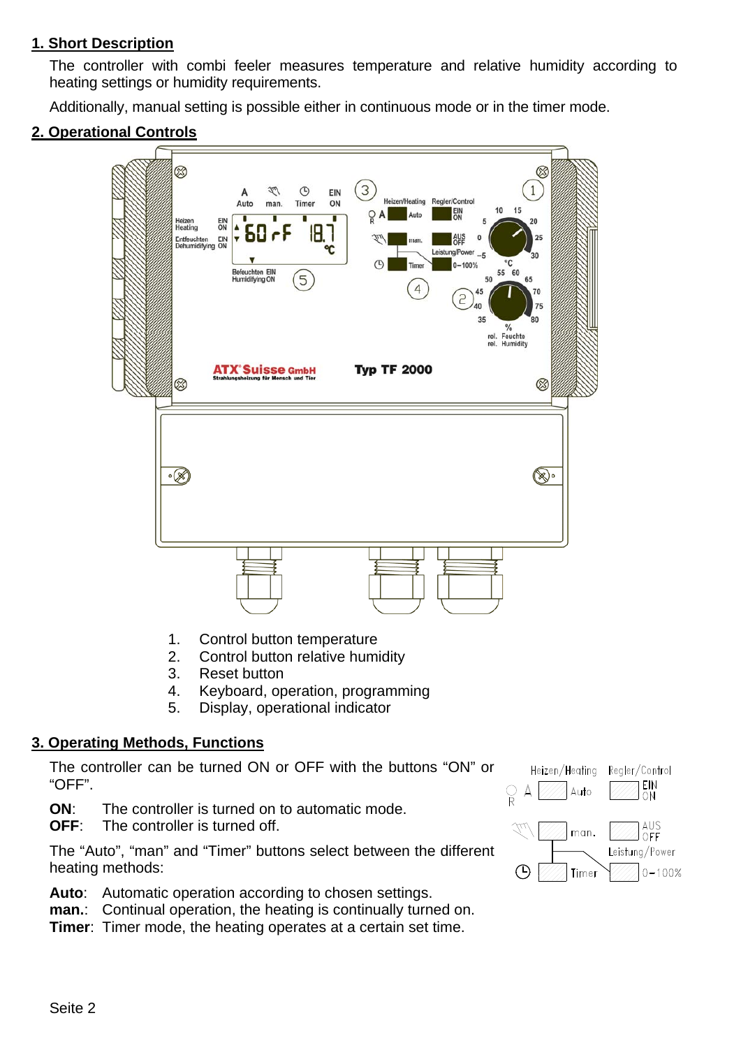## 1. Short Description

The controller with combi feeler measures temperature and relative humidity according to heating settings or humidity requirements.

Additionally, manual setting is possible either in continuous mode or in the timer mode.

## 2. Operational Controls

1. Control button temperature
2. Control button relative humidity
3. Reset button
4. Keyboard, operation, programming
5. Display, operational indicator

## 3. Operating Methods, Functions

The controller can be turned ON or OFF with the buttons “ON” or “OFF”.

**ON**: The controller is turned on to automatic mode.
**OFF**: The controller is turned off.

The “Auto”, “man” and “Timer” buttons select between the different heating methods:

**Auto**: Automatic operation according to chosen settings.
**man.**: Continual operation, the heating is continually turned on.
**Timer**: Timer mode, the heating operates at a certain set time.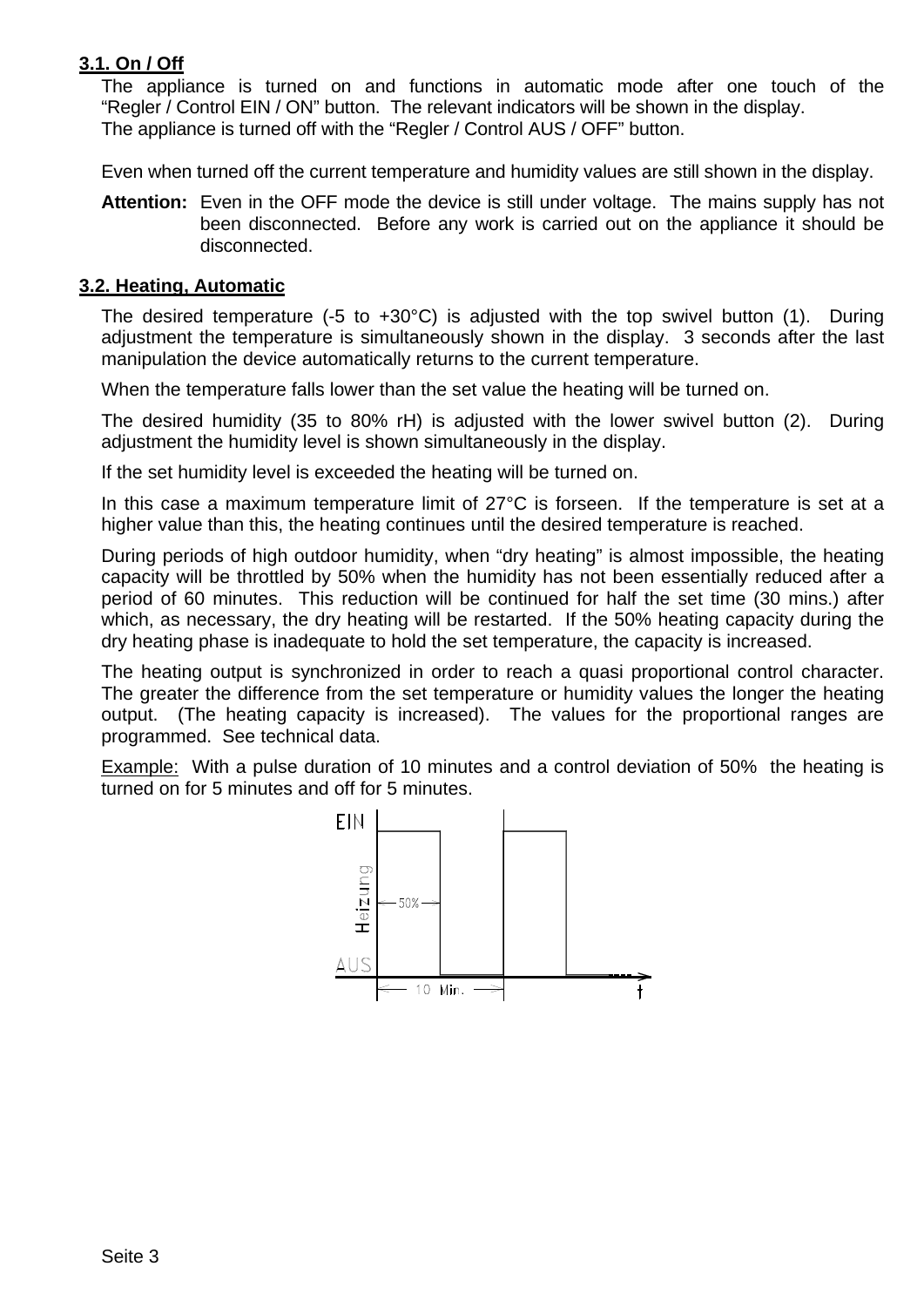### 3.1. On / Off

The appliance is turned on and functions in automatic mode after one touch of the "Regler / Control EIN / ON" button. The relevant indicators will be shown in the display. The appliance is turned off with the "Regler / Control AUS / OFF" button.

Even when turned off the current temperature and humidity values are still shown in the display.

**Attention:** Even in the OFF mode the device is still under voltage. The mains supply has not been disconnected. Before any work is carried out on the appliance it should be disconnected.

### 3.2. Heating, Automatic

The desired temperature (-5 to +30°C) is adjusted with the top swivel button (1). During adjustment the temperature is simultaneously shown in the display. 3 seconds after the last manipulation the device automatically returns to the current temperature.

When the temperature falls lower than the set value the heating will be turned on.

The desired humidity (35 to 80% rH) is adjusted with the lower swivel button (2). During adjustment the humidity level is shown simultaneously in the display.

If the set humidity level is exceeded the heating will be turned on.

In this case a maximum temperature limit of 27°C is forseen. If the temperature is set at a higher value than this, the heating continues until the desired temperature is reached.

During periods of high outdoor humidity, when "dry heating" is almost impossible, the heating capacity will be throttled by 50% when the humidity has not been essentially reduced after a period of 60 minutes. This reduction will be continued for half the set time (30 mins.) after which, as necessary, the dry heating will be restarted. If the 50% heating capacity during the dry heating phase is inadequate to hold the set temperature, the capacity is increased.

The heating output is synchronized in order to reach a quasi proportional control character. The greater the difference from the set temperature or humidity values the longer the heating output. (The heating capacity is increased). The values for the proportional ranges are programmed. See technical data.

Example: With a pulse duration of 10 minutes and a control deviation of 50% the heating is turned on for 5 minutes and off for 5 minutes.

EIN

Heizung — 50% —

AUS

— 10 Min. — t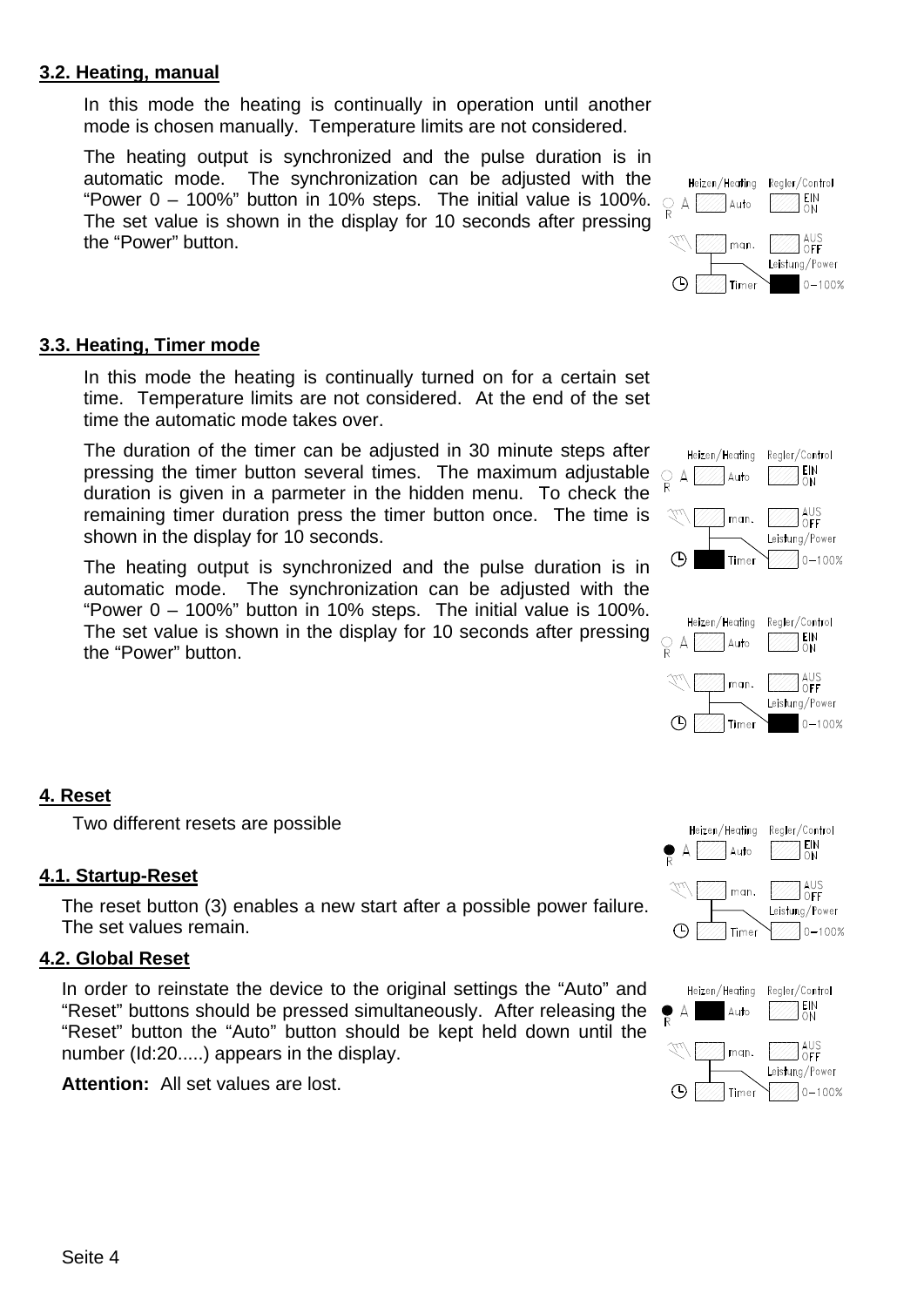### 3.2. Heating, manual

In this mode the heating is continually in operation until another mode is chosen manually. Temperature limits are not considered.

The heating output is synchronized and the pulse duration is in automatic mode. The synchronization can be adjusted with the "Power 0 – 100%" button in 10% steps. The initial value is 100%. The set value is shown in the display for 10 seconds after pressing the "Power" button.

### 3.3. Heating, Timer mode

In this mode the heating is continually turned on for a certain set time. Temperature limits are not considered. At the end of the set time the automatic mode takes over.

The duration of the timer can be adjusted in 30 minute steps after pressing the timer button several times. The maximum adjustable duration is given in a parmeter in the hidden menu. To check the remaining timer duration press the timer button once. The time is shown in the display for 10 seconds.

The heating output is synchronized and the pulse duration is in automatic mode. The synchronization can be adjusted with the "Power 0 – 100%" button in 10% steps. The initial value is 100%. The set value is shown in the display for 10 seconds after pressing the "Power" button.

## 4. Reset

Two different resets are possible

### 4.1. Startup-Reset

The reset button (3) enables a new start after a possible power failure. The set values remain.

### 4.2. Global Reset

In order to reinstate the device to the original settings the "Auto" and "Reset" buttons should be pressed simultaneously. After releasing the "Reset" button the "Auto" button should be kept held down until the number (Id:20.....) appears in the display.

**Attention:** All set values are lost.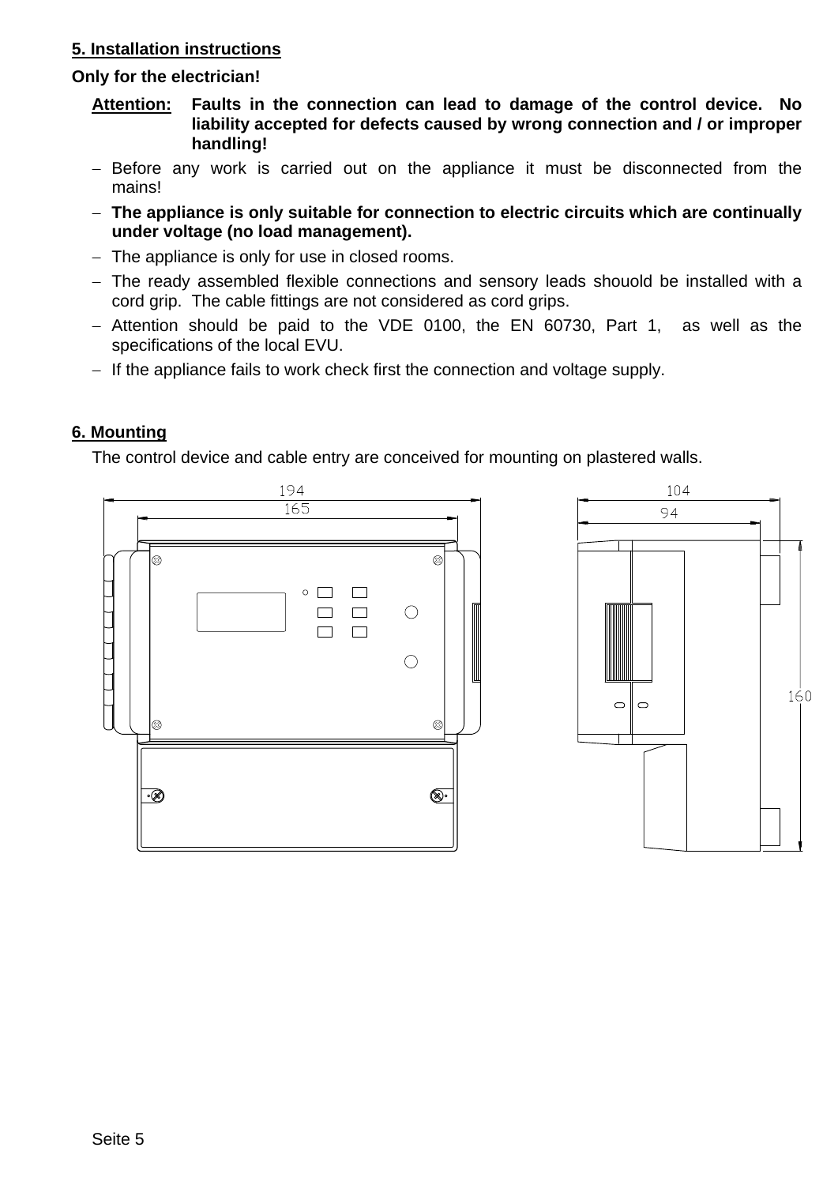## 5. Installation instructions

**Only for the electrician!**

**Attention:** **Faults in the connection can lead to damage of the control device. No liability accepted for defects caused by wrong connection and / or improper handling!**

- Before any work is carried out on the appliance it must be disconnected from the mains!
- **The appliance is only suitable for connection to electric circuits which are continually under voltage (no load management).**
- The appliance is only for use in closed rooms.
- The ready assembled flexible connections and sensory leads shouold be installed with a cord grip. The cable fittings are not considered as cord grips.
- Attention should be paid to the VDE 0100, the EN 60730, Part 1, as well as the specifications of the local EVU.
- If the appliance fails to work check first the connection and voltage supply.

## 6. Mounting

The control device and cable entry are conceived for mounting on plastered walls.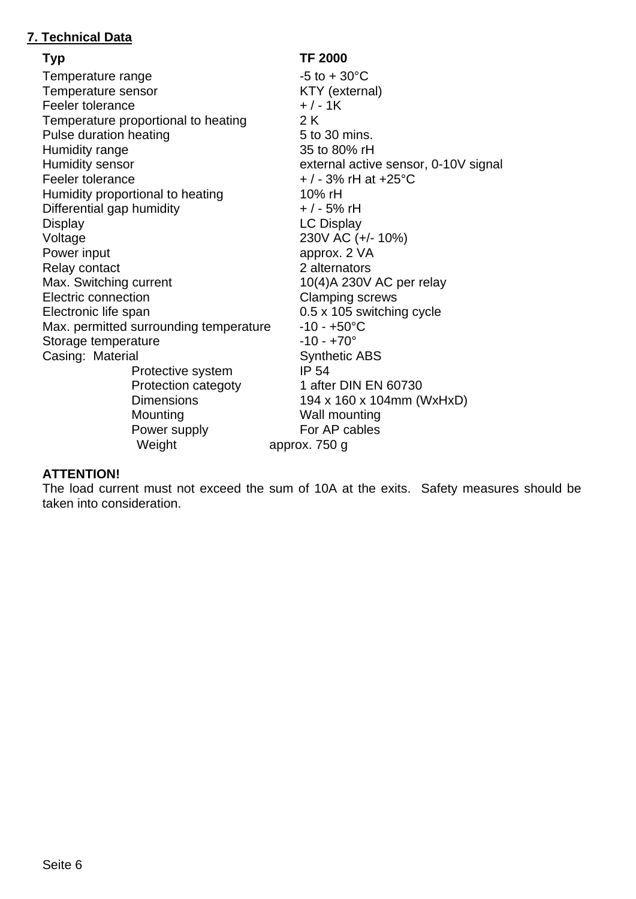## 7. Technical Data

| **Typ** | **TF 2000** |
| --- | --- |
| Temperature range | -5 to + 30°C |
| Temperature sensor | KTY (external) |
| Feeler tolerance | + / - 1K |
| Temperature proportional to heating | 2 K |
| Pulse duration heating | 5 to 30 mins. |
| Humidity range | 35 to 80% rH |
| Humidity sensor | external active sensor, 0-10V signal |
| Feeler tolerance | + / - 3% rH at +25°C |
| Humidity proportional to heating | 10% rH |
| Differential gap humidity | + / - 5% rH |
| Display | LC Display |
| Voltage | 230V AC (+/- 10%) |
| Power input | approx. 2 VA |
| Relay contact | 2 alternators |
| Max. Switching current | 10(4)A 230V AC per relay |
| Electric connection | Clamping screws |
| Electronic life span | 0.5 x 105 switching cycle |
| Max. permitted surrounding temperature | -10 - +50°C |
| Storage temperature | -10 - +70° |
| Casing: Material | Synthetic ABS |
| Protective system | IP 54 |
| Protection categoty | 1 after DIN EN 60730 |
| Dimensions | 194 x 160 x 104mm (WxHxD) |
| Mounting | Wall mounting |
| Power supply | For AP cables |
| Weight | approx. 750 g |

**ATTENTION!**
The load current must not exceed the sum of 10A at the exits. Safety measures should be taken into consideration.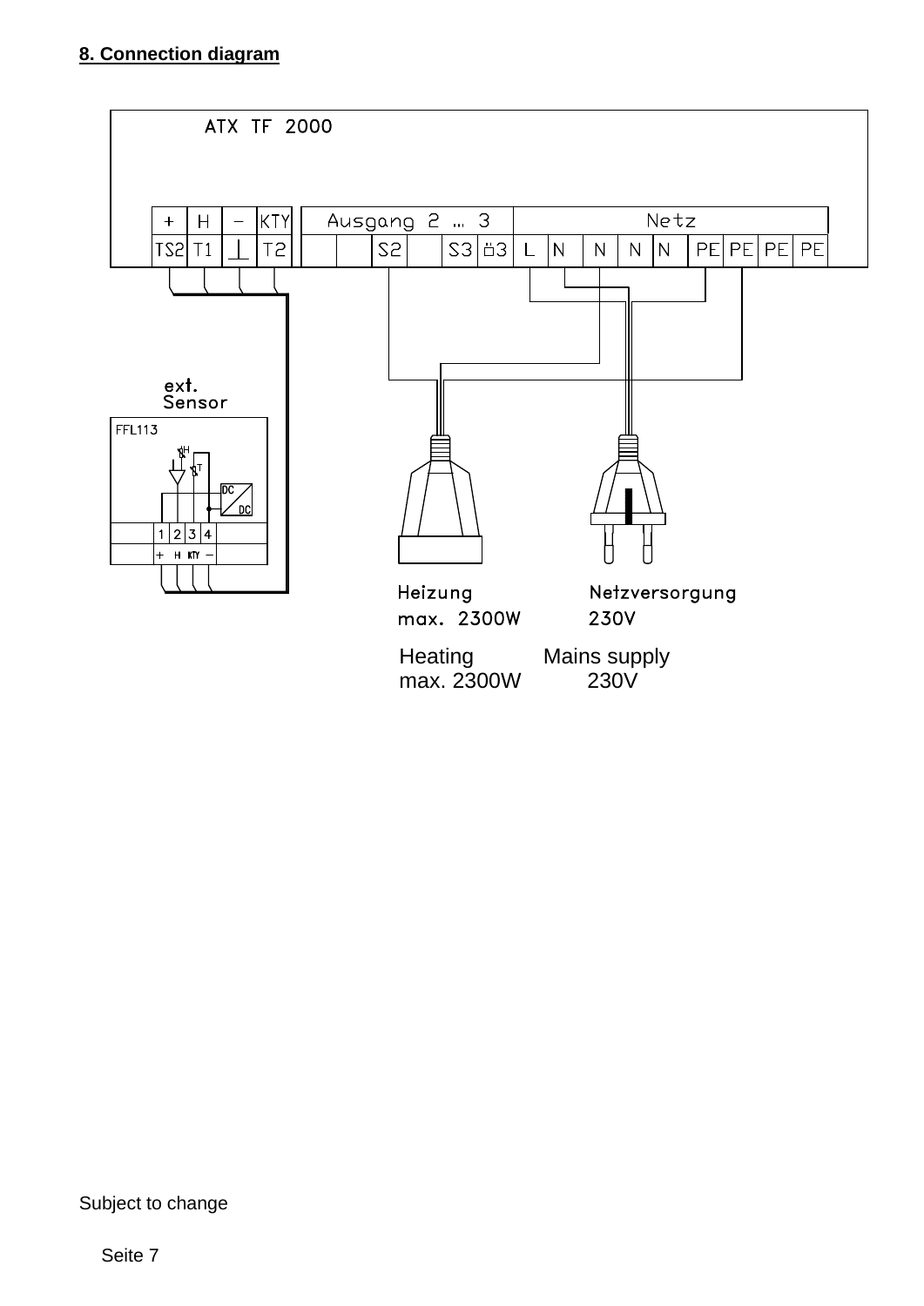## 8. Connection diagram

ATX TF 2000

| + | H | – | KTY | Ausgang 2 … 3 | | | | | | Netz | | | | | | | | |
|---|---|---|---|---|---|---|---|---|---|---|---|---|---|---|---|---|---|---|
| TS2 | T1 | ⊥ | T2 | | | S2 | | S3 | ö3 | L | N | N | N | N | PE | PE | PE | PE |

ext.
Sensor

FFL113

H
T
DC
DC

1 2 3 4
+ H KTY –

Heizung
max. 2300W

Netzversorgung
230V

Heating
max. 2300W

Mains supply
230V

Subject to change